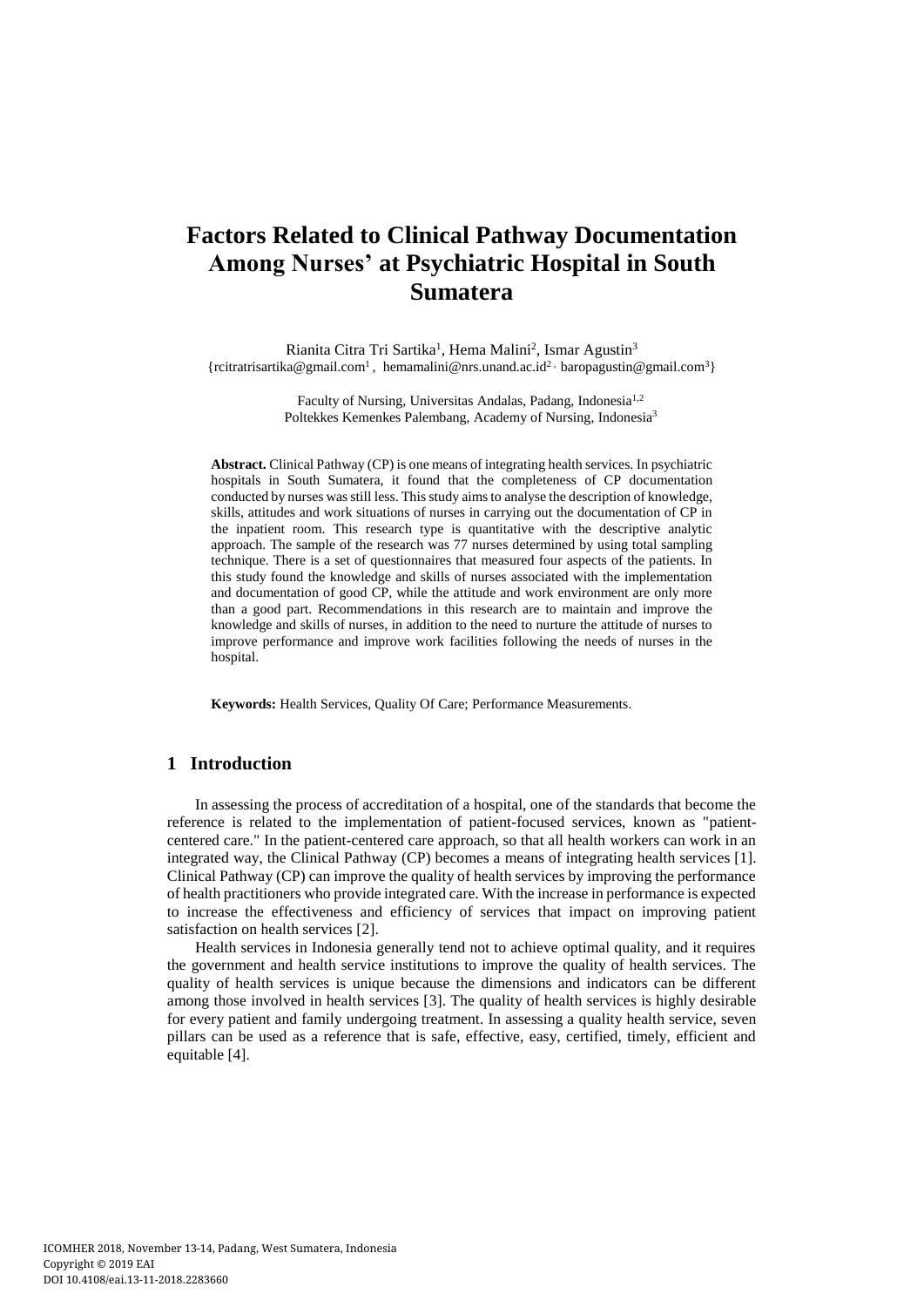# Factors Related to Clinical Pathway Documentation Among Nurses' at Psychiatric Hospital in South Sumatera

Rianita Citra Tri Sartika[1], Hema Malini[2], Ismar Agustin[3]
{rcitratrisartika@gmail.com[1], hemamalini@nrs.unand.ac.id[2], baropagustin@gmail.com[3]}

Faculty of Nursing, Universitas Andalas, Padang, Indonesia[1,2]
Poltekkes Kemenkes Palembang, Academy of Nursing, Indonesia[3]

**Abstract.** Clinical Pathway (CP) is one means of integrating health services. In psychiatric hospitals in South Sumatera, it found that the completeness of CP documentation conducted by nurses was still less. This study aims to analyse the description of knowledge, skills, attitudes and work situations of nurses in carrying out the documentation of CP in the inpatient room. This research type is quantitative with the descriptive analytic approach. The sample of the research was 77 nurses determined by using total sampling technique. There is a set of questionnaires that measured four aspects of the patients. In this study found the knowledge and skills of nurses associated with the implementation and documentation of good CP, while the attitude and work environment are only more than a good part. Recommendations in this research are to maintain and improve the knowledge and skills of nurses, in addition to the need to nurture the attitude of nurses to improve performance and improve work facilities following the needs of nurses in the hospital.

**Keywords:** Health Services, Quality Of Care; Performance Measurements.

## 1 Introduction

In assessing the process of accreditation of a hospital, one of the standards that become the reference is related to the implementation of patient-focused services, known as "patient-centered care." In the patient-centered care approach, so that all health workers can work in an integrated way, the Clinical Pathway (CP) becomes a means of integrating health services [1]. Clinical Pathway (CP) can improve the quality of health services by improving the performance of health practitioners who provide integrated care. With the increase in performance is expected to increase the effectiveness and efficiency of services that impact on improving patient satisfaction on health services [2].

Health services in Indonesia generally tend not to achieve optimal quality, and it requires the government and health service institutions to improve the quality of health services. The quality of health services is unique because the dimensions and indicators can be different among those involved in health services [3]. The quality of health services is highly desirable for every patient and family undergoing treatment. In assessing a quality health service, seven pillars can be used as a reference that is safe, effective, easy, certified, timely, efficient and equitable [4].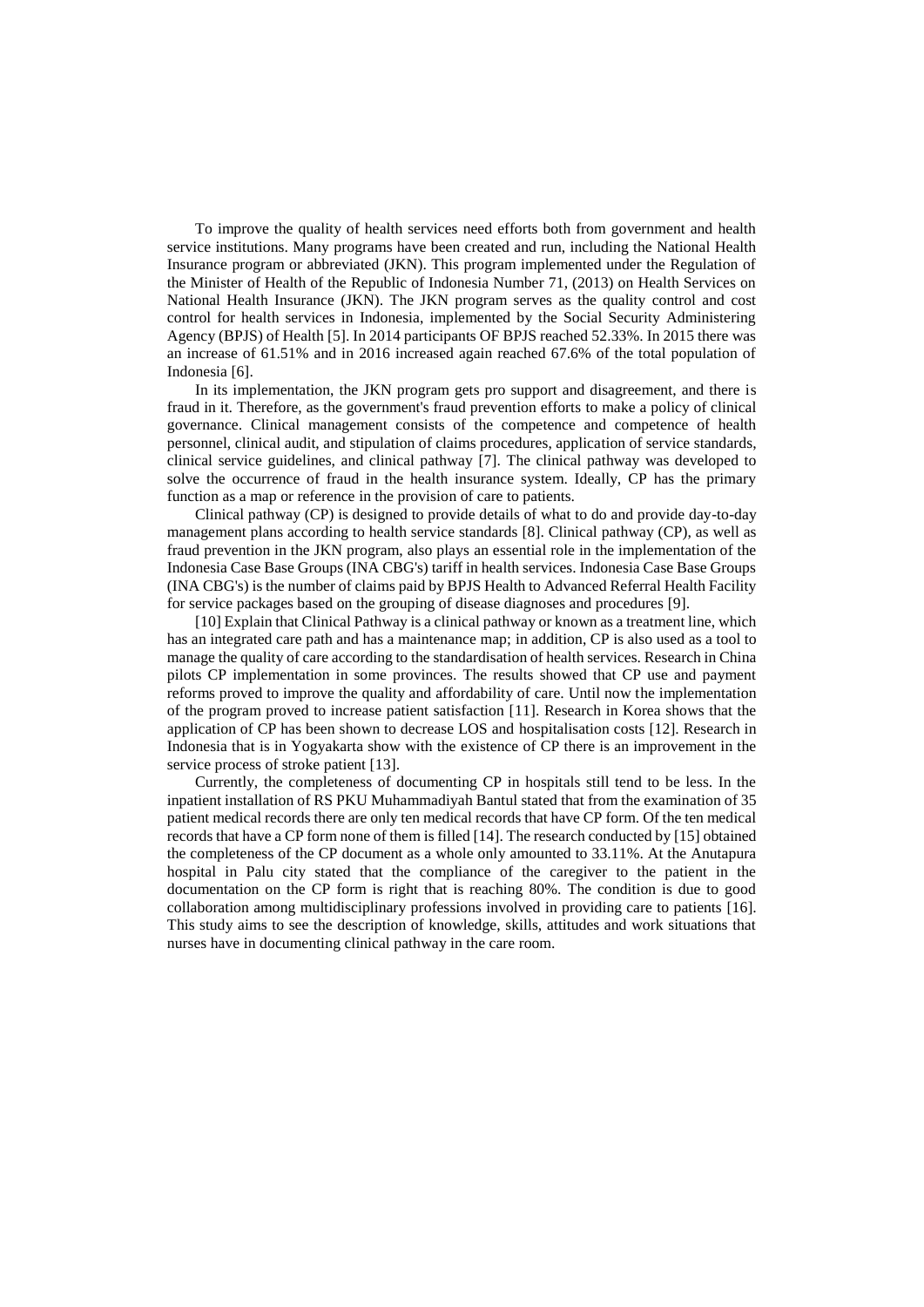To improve the quality of health services need efforts both from government and health service institutions. Many programs have been created and run, including the National Health Insurance program or abbreviated (JKN). This program implemented under the Regulation of the Minister of Health of the Republic of Indonesia Number 71, (2013) on Health Services on National Health Insurance (JKN). The JKN program serves as the quality control and cost control for health services in Indonesia, implemented by the Social Security Administering Agency (BPJS) of Health [5]. In 2014 participants OF BPJS reached 52.33%. In 2015 there was an increase of 61.51% and in 2016 increased again reached 67.6% of the total population of Indonesia [6].

In its implementation, the JKN program gets pro support and disagreement, and there is fraud in it. Therefore, as the government's fraud prevention efforts to make a policy of clinical governance. Clinical management consists of the competence and competence of health personnel, clinical audit, and stipulation of claims procedures, application of service standards, clinical service guidelines, and clinical pathway [7]. The clinical pathway was developed to solve the occurrence of fraud in the health insurance system. Ideally, CP has the primary function as a map or reference in the provision of care to patients.

Clinical pathway (CP) is designed to provide details of what to do and provide day-to-day management plans according to health service standards [8]. Clinical pathway (CP), as well as fraud prevention in the JKN program, also plays an essential role in the implementation of the Indonesia Case Base Groups (INA CBG's) tariff in health services. Indonesia Case Base Groups (INA CBG's) is the number of claims paid by BPJS Health to Advanced Referral Health Facility for service packages based on the grouping of disease diagnoses and procedures [9].

[10] Explain that Clinical Pathway is a clinical pathway or known as a treatment line, which has an integrated care path and has a maintenance map; in addition, CP is also used as a tool to manage the quality of care according to the standardisation of health services. Research in China pilots CP implementation in some provinces. The results showed that CP use and payment reforms proved to improve the quality and affordability of care. Until now the implementation of the program proved to increase patient satisfaction [11]. Research in Korea shows that the application of CP has been shown to decrease LOS and hospitalisation costs [12]. Research in Indonesia that is in Yogyakarta show with the existence of CP there is an improvement in the service process of stroke patient [13].

Currently, the completeness of documenting CP in hospitals still tend to be less. In the inpatient installation of RS PKU Muhammadiyah Bantul stated that from the examination of 35 patient medical records there are only ten medical records that have CP form. Of the ten medical records that have a CP form none of them is filled [14]. The research conducted by [15] obtained the completeness of the CP document as a whole only amounted to 33.11%. At the Anutapura hospital in Palu city stated that the compliance of the caregiver to the patient in the documentation on the CP form is right that is reaching 80%. The condition is due to good collaboration among multidisciplinary professions involved in providing care to patients [16]. This study aims to see the description of knowledge, skills, attitudes and work situations that nurses have in documenting clinical pathway in the care room.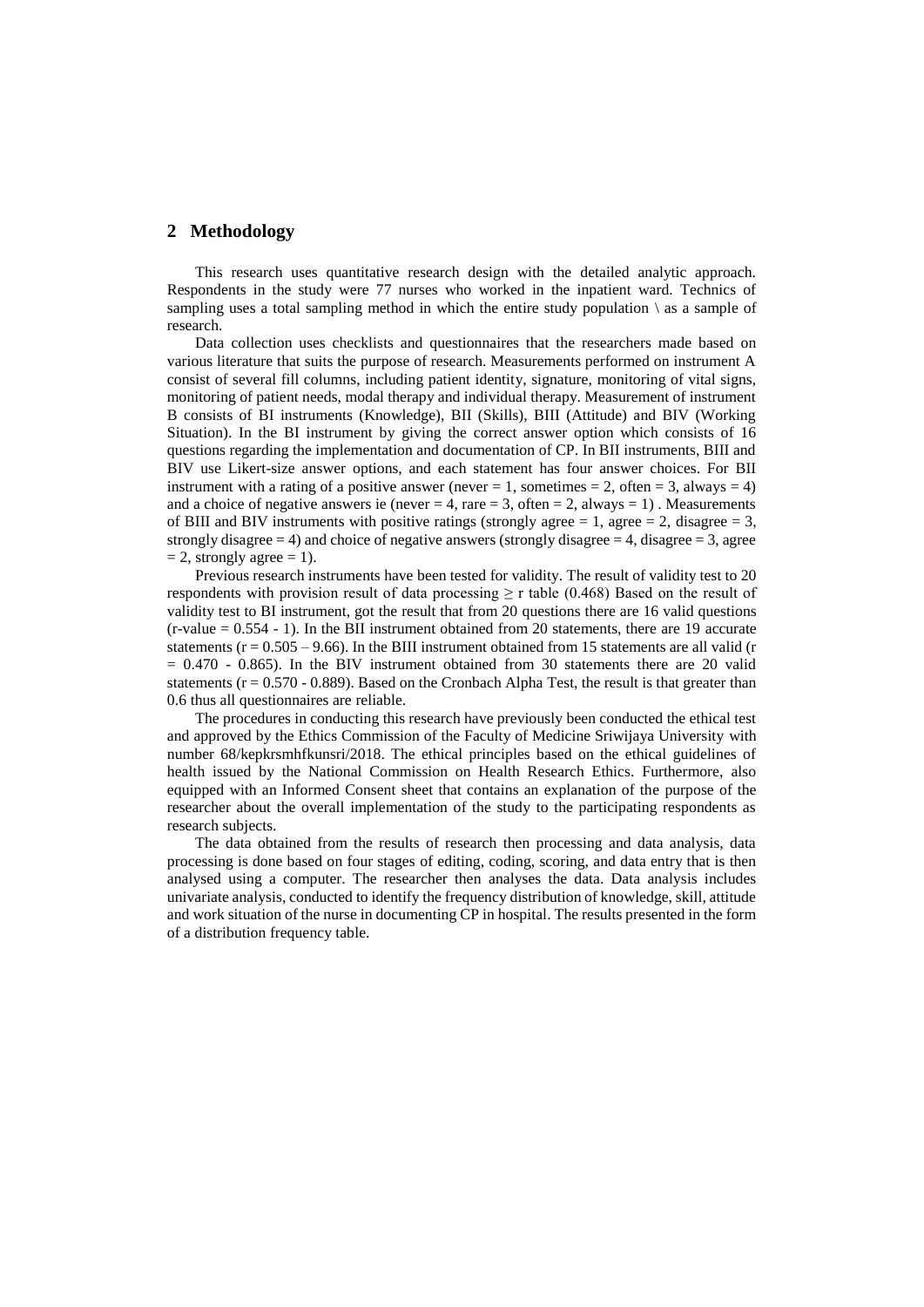## 2 Methodology

This research uses quantitative research design with the detailed analytic approach. Respondents in the study were 77 nurses who worked in the inpatient ward. Technics of sampling uses a total sampling method in which the entire study population \ as a sample of research.

Data collection uses checklists and questionnaires that the researchers made based on various literature that suits the purpose of research. Measurements performed on instrument A consist of several fill columns, including patient identity, signature, monitoring of vital signs, monitoring of patient needs, modal therapy and individual therapy. Measurement of instrument B consists of BI instruments (Knowledge), BII (Skills), BIII (Attitude) and BIV (Working Situation). In the BI instrument by giving the correct answer option which consists of 16 questions regarding the implementation and documentation of CP. In BII instruments, BIII and BIV use Likert-size answer options, and each statement has four answer choices. For BII instrument with a rating of a positive answer (never = 1, sometimes = 2, often = 3, always = 4) and a choice of negative answers ie (never = 4, rare = 3, often = 2, always = 1) . Measurements of BIII and BIV instruments with positive ratings (strongly agree = 1, agree = 2, disagree = 3, strongly disagree = 4) and choice of negative answers (strongly disagree = 4, disagree = 3, agree = 2, strongly agree = 1).

Previous research instruments have been tested for validity. The result of validity test to 20 respondents with provision result of data processing ≥ r table (0.468) Based on the result of validity test to BI instrument, got the result that from 20 questions there are 16 valid questions (r-value = 0.554 - 1). In the BII instrument obtained from 20 statements, there are 19 accurate statements (r = 0.505 – 9.66). In the BIII instrument obtained from 15 statements are all valid (r = 0.470 - 0.865). In the BIV instrument obtained from 30 statements there are 20 valid statements (r = 0.570 - 0.889). Based on the Cronbach Alpha Test, the result is that greater than 0.6 thus all questionnaires are reliable.

The procedures in conducting this research have previously been conducted the ethical test and approved by the Ethics Commission of the Faculty of Medicine Sriwijaya University with number 68/kepkrsmhfkunsri/2018. The ethical principles based on the ethical guidelines of health issued by the National Commission on Health Research Ethics. Furthermore, also equipped with an Informed Consent sheet that contains an explanation of the purpose of the researcher about the overall implementation of the study to the participating respondents as research subjects.

The data obtained from the results of research then processing and data analysis, data processing is done based on four stages of editing, coding, scoring, and data entry that is then analysed using a computer. The researcher then analyses the data. Data analysis includes univariate analysis, conducted to identify the frequency distribution of knowledge, skill, attitude and work situation of the nurse in documenting CP in hospital. The results presented in the form of a distribution frequency table.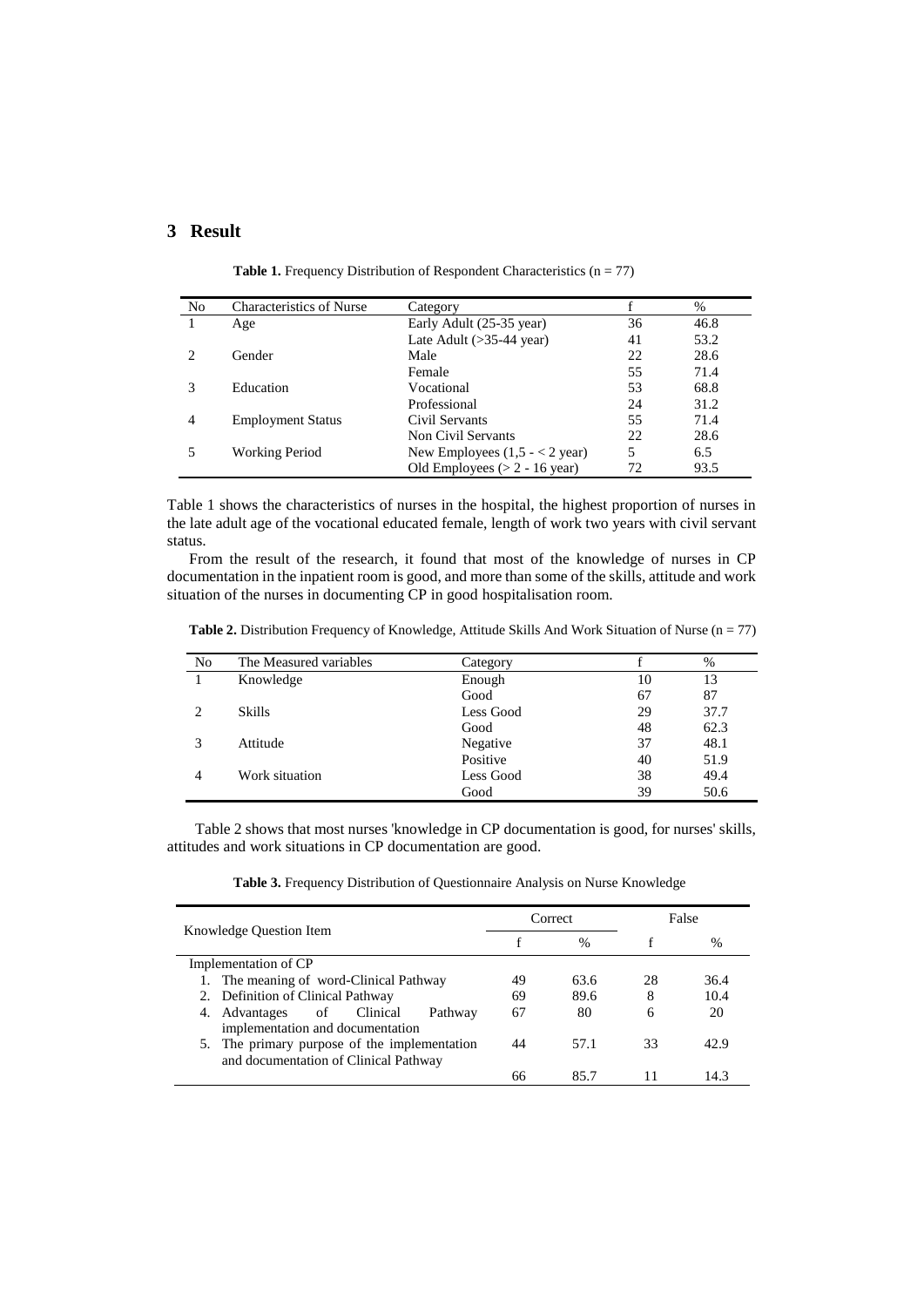## 3 Result

**Table 1.** Frequency Distribution of Respondent Characteristics (n = 77)

| No | Characteristics of Nurse | Category | f | % |
|---|---|---|---|---|
| 1 | Age | Early Adult (25-35 year) | 36 | 46.8 |
| | | Late Adult (>35-44 year) | 41 | 53.2 |
| 2 | Gender | Male | 22 | 28.6 |
| | | Female | 55 | 71.4 |
| 3 | Education | Vocational | 53 | 68.8 |
| | | Professional | 24 | 31.2 |
| 4 | Employment Status | Civil Servants | 55 | 71.4 |
| | | Non Civil Servants | 22 | 28.6 |
| 5 | Working Period | New Employees (1,5 - < 2 year) | 5 | 6.5 |
| | | Old Employees (> 2 - 16 year) | 72 | 93.5 |

Table 1 shows the characteristics of nurses in the hospital, the highest proportion of nurses in the late adult age of the vocational educated female, length of work two years with civil servant status.

From the result of the research, it found that most of the knowledge of nurses in CP documentation in the inpatient room is good, and more than some of the skills, attitude and work situation of the nurses in documenting CP in good hospitalisation room.

**Table 2.** Distribution Frequency of Knowledge, Attitude Skills And Work Situation of Nurse (n = 77)

| No | The Measured variables | Category | f | % |
|---|---|---|---|---|
| 1 | Knowledge | Enough | 10 | 13 |
| | | Good | 67 | 87 |
| 2 | Skills | Less Good | 29 | 37.7 |
| | | Good | 48 | 62.3 |
| 3 | Attitude | Negative | 37 | 48.1 |
| | | Positive | 40 | 51.9 |
| 4 | Work situation | Less Good | 38 | 49.4 |
| | | Good | 39 | 50.6 |

Table 2 shows that most nurses 'knowledge in CP documentation is good, for nurses' skills, attitudes and work situations in CP documentation are good.

**Table 3.** Frequency Distribution of Questionnaire Analysis on Nurse Knowledge

| Knowledge Question Item | Correct | | False | |
|---|---|---|---|---|
| | f | % | f | % |
| Implementation of CP | | | | |
| 1. The meaning of word-Clinical Pathway | 49 | 63.6 | 28 | 36.4 |
| 2. Definition of Clinical Pathway | 69 | 89.6 | 8 | 10.4 |
| 4. Advantages of Clinical Pathway implementation and documentation | 67 | 80 | 6 | 20 |
| 5. The primary purpose of the implementation and documentation of Clinical Pathway | 44 | 57.1 | 33 | 42.9 |
| | 66 | 85.7 | 11 | 14.3 |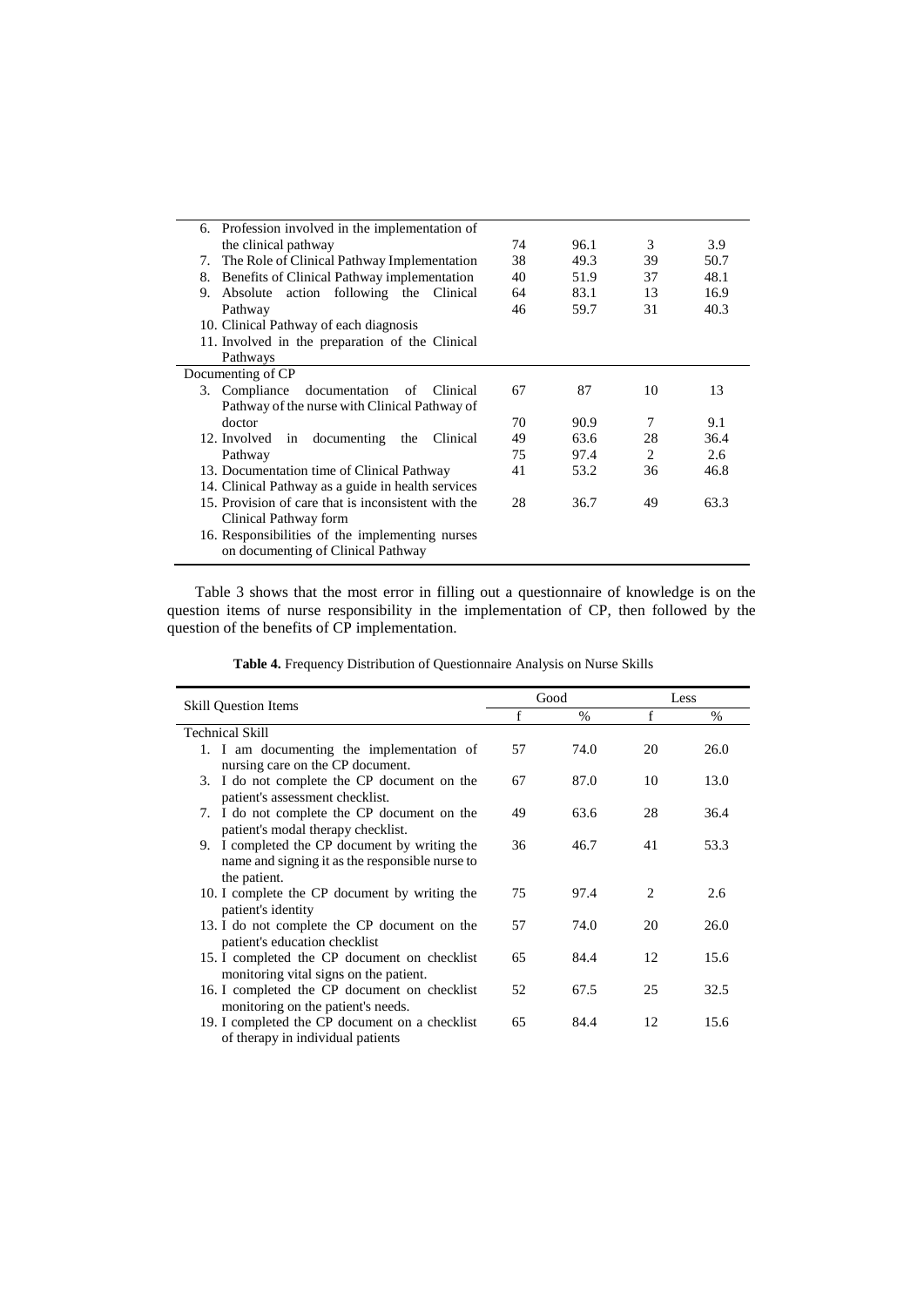| | | | | |
|---|---|---|---|---|
| 6. Profession involved in the implementation of the clinical pathway | 74 | 96.1 | 3 | 3.9 |
| 7. The Role of Clinical Pathway Implementation | 38 | 49.3 | 39 | 50.7 |
| 8. Benefits of Clinical Pathway implementation | 40 | 51.9 | 37 | 48.1 |
| 9. Absolute action following the Clinical | 64 | 83.1 | 13 | 16.9 |
| Pathway | 46 | 59.7 | 31 | 40.3 |
| 10. Clinical Pathway of each diagnosis | | | | |
| 11. Involved in the preparation of the Clinical Pathways | | | | |
| Documenting of CP | | | | |
| 3. Compliance documentation of Clinical | 67 | 87 | 10 | 13 |
| Pathway of the nurse with Clinical Pathway of | | | | |
| doctor | 70 | 90.9 | 7 | 9.1 |
| 12. Involved in documenting the Clinical | 49 | 63.6 | 28 | 36.4 |
| Pathway | 75 | 97.4 | 2 | 2.6 |
| 13. Documentation time of Clinical Pathway | 41 | 53.2 | 36 | 46.8 |
| 14. Clinical Pathway as a guide in health services | | | | |
| 15. Provision of care that is inconsistent with the Clinical Pathway form | 28 | 36.7 | 49 | 63.3 |
| 16. Responsibilities of the implementing nurses on documenting of Clinical Pathway | | | | |

Table 3 shows that the most error in filling out a questionnaire of knowledge is on the question items of nurse responsibility in the implementation of CP, then followed by the question of the benefits of CP implementation.

**Table 4.** Frequency Distribution of Questionnaire Analysis on Nurse Skills

| Skill Question Items | Good | | Less | |
|---|---|---|---|---|
| | f | % | f | % |
| Technical Skill | | | | |
| 1. I am documenting the implementation of nursing care on the CP document. | 57 | 74.0 | 20 | 26.0 |
| 3. I do not complete the CP document on the patient's assessment checklist. | 67 | 87.0 | 10 | 13.0 |
| 7. I do not complete the CP document on the patient's modal therapy checklist. | 49 | 63.6 | 28 | 36.4 |
| 9. I completed the CP document by writing the name and signing it as the responsible nurse to the patient. | 36 | 46.7 | 41 | 53.3 |
| 10. I complete the CP document by writing the patient's identity | 75 | 97.4 | 2 | 2.6 |
| 13. I do not complete the CP document on the patient's education checklist | 57 | 74.0 | 20 | 26.0 |
| 15. I completed the CP document on checklist monitoring vital signs on the patient. | 65 | 84.4 | 12 | 15.6 |
| 16. I completed the CP document on checklist monitoring on the patient's needs. | 52 | 67.5 | 25 | 32.5 |
| 19. I completed the CP document on a checklist of therapy in individual patients | 65 | 84.4 | 12 | 15.6 |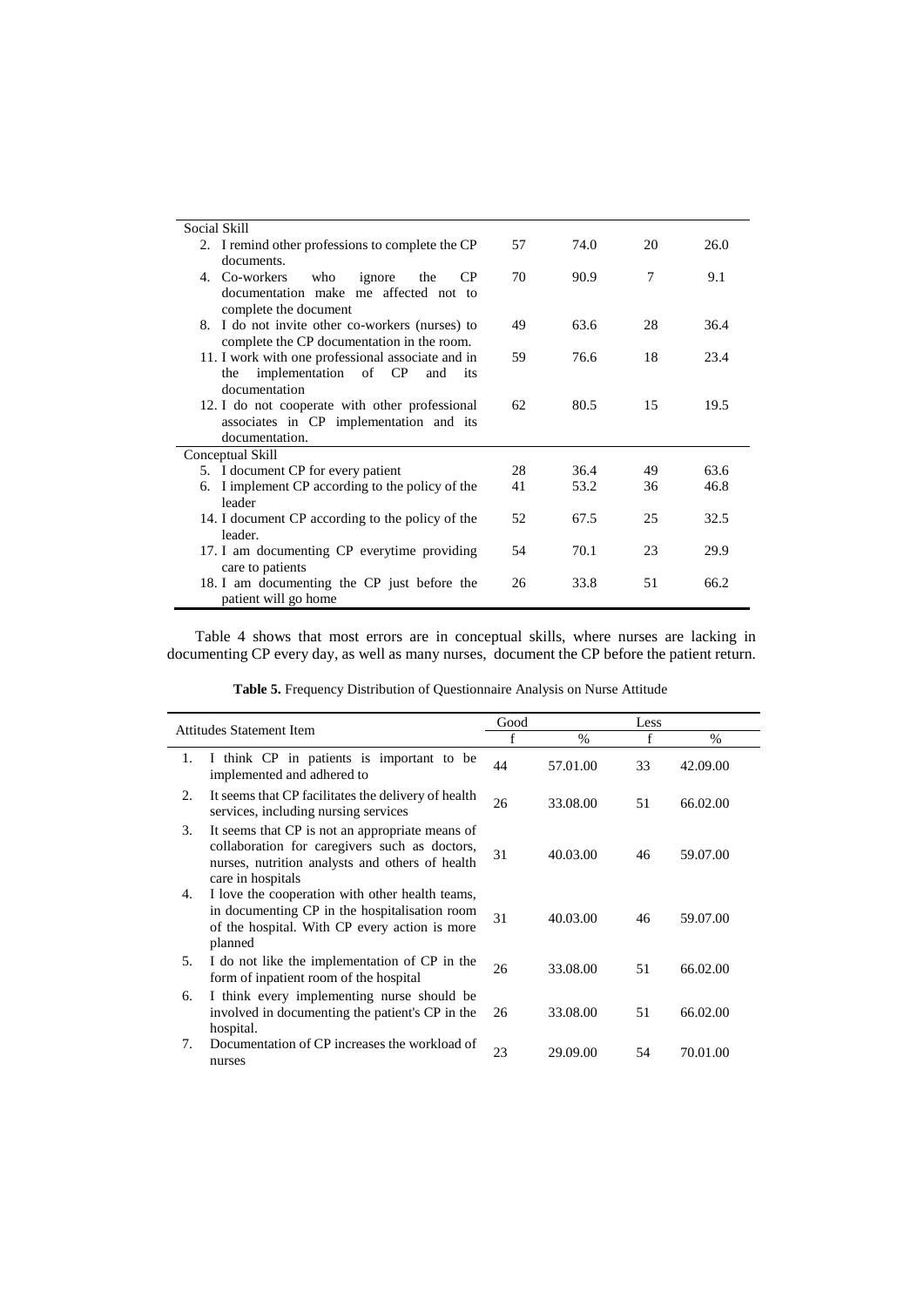| | | | | |
|---|---|---|---|---|
| Social Skill | | | | |
| 2. I remind other professions to complete the CP documents. | 57 | 74.0 | 20 | 26.0 |
| 4. Co-workers who ignore the CP documentation make me affected not to complete the document | 70 | 90.9 | 7 | 9.1 |
| 8. I do not invite other co-workers (nurses) to complete the CP documentation in the room. | 49 | 63.6 | 28 | 36.4 |
| 11. I work with one professional associate and in the implementation of CP and its documentation | 59 | 76.6 | 18 | 23.4 |
| 12. I do not cooperate with other professional associates in CP implementation and its documentation. | 62 | 80.5 | 15 | 19.5 |
| Conceptual Skill | | | | |
| 5. I document CP for every patient | 28 | 36.4 | 49 | 63.6 |
| 6. I implement CP according to the policy of the leader | 41 | 53.2 | 36 | 46.8 |
| 14. I document CP according to the policy of the leader. | 52 | 67.5 | 25 | 32.5 |
| 17. I am documenting CP everytime providing care to patients | 54 | 70.1 | 23 | 29.9 |
| 18. I am documenting the CP just before the patient will go home | 26 | 33.8 | 51 | 66.2 |

Table 4 shows that most errors are in conceptual skills, where nurses are lacking in documenting CP every day, as well as many nurses, document the CP before the patient return.

**Table 5.** Frequency Distribution of Questionnaire Analysis on Nurse Attitude

| Attitudes Statement Item | Good | | Less | |
|---|---|---|---|---|
| | f | % | f | % |
| 1. I think CP in patients is important to be implemented and adhered to | 44 | 57.01.00 | 33 | 42.09.00 |
| 2. It seems that CP facilitates the delivery of health services, including nursing services | 26 | 33.08.00 | 51 | 66.02.00 |
| 3. It seems that CP is not an appropriate means of collaboration for caregivers such as doctors, nurses, nutrition analysts and others of health care in hospitals | 31 | 40.03.00 | 46 | 59.07.00 |
| 4. I love the cooperation with other health teams, in documenting CP in the hospitalisation room of the hospital. With CP every action is more planned | 31 | 40.03.00 | 46 | 59.07.00 |
| 5. I do not like the implementation of CP in the form of inpatient room of the hospital | 26 | 33.08.00 | 51 | 66.02.00 |
| 6. I think every implementing nurse should be involved in documenting the patient's CP in the hospital. | 26 | 33.08.00 | 51 | 66.02.00 |
| 7. Documentation of CP increases the workload of nurses | 23 | 29.09.00 | 54 | 70.01.00 |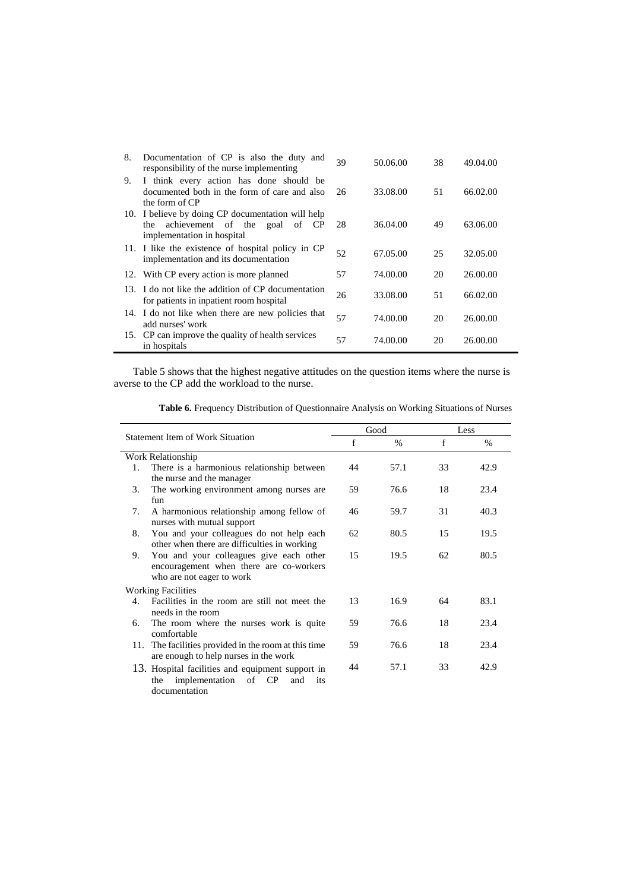| | | | | | |
|---|---|---|---|---|---|
| 8. | Documentation of CP is also the duty and responsibility of the nurse implementing | 39 | 50.06.00 | 38 | 49.04.00 |
| 9. | I think every action has done should be documented both in the form of care and also the form of CP | 26 | 33.08.00 | 51 | 66.02.00 |
| 10. | I believe by doing CP documentation will help the achievement of the goal of CP implementation in hospital | 28 | 36.04.00 | 49 | 63.06.00 |
| 11. | I like the existence of hospital policy in CP implementation and its documentation | 52 | 67.05.00 | 25 | 32.05.00 |
| 12. | With CP every action is more planned | 57 | 74.00.00 | 20 | 26.00.00 |
| 13. | I do not like the addition of CP documentation for patients in inpatient room hospital | 26 | 33.08.00 | 51 | 66.02.00 |
| 14. | I do not like when there are new policies that add nurses' work | 57 | 74.00.00 | 20 | 26.00.00 |
| 15. | CP can improve the quality of health services in hospitals | 57 | 74.00.00 | 20 | 26.00.00 |

Table 5 shows that the highest negative attitudes on the question items where the nurse is averse to the CP add the workload to the nurse.

**Table 6.** Frequency Distribution of Questionnaire Analysis on Working Situations of Nurses

| Statement Item of Work Situation | Good | | Less | |
|---|---|---|---|---|
| | f | % | f | % |
| **Work Relationship** | | | | |
| 1. There is a harmonious relationship between the nurse and the manager | 44 | 57.1 | 33 | 42.9 |
| 3. The working environment among nurses are fun | 59 | 76.6 | 18 | 23.4 |
| 7. A harmonious relationship among fellow of nurses with mutual support | 46 | 59.7 | 31 | 40.3 |
| 8. You and your colleagues do not help each other when there are difficulties in working | 62 | 80.5 | 15 | 19.5 |
| 9. You and your colleagues give each other encouragement when there are co-workers who are not eager to work | 15 | 19.5 | 62 | 80.5 |
| **Working Facilities** | | | | |
| 4. Facilities in the room are still not meet the needs in the room | 13 | 16.9 | 64 | 83.1 |
| 6. The room where the nurses work is quite comfortable | 59 | 76.6 | 18 | 23.4 |
| 11. The facilities provided in the room at this time are enough to help nurses in the work | 59 | 76.6 | 18 | 23.4 |
| 13. Hospital facilities and equipment support in the implementation of CP and its documentation | 44 | 57.1 | 33 | 42.9 |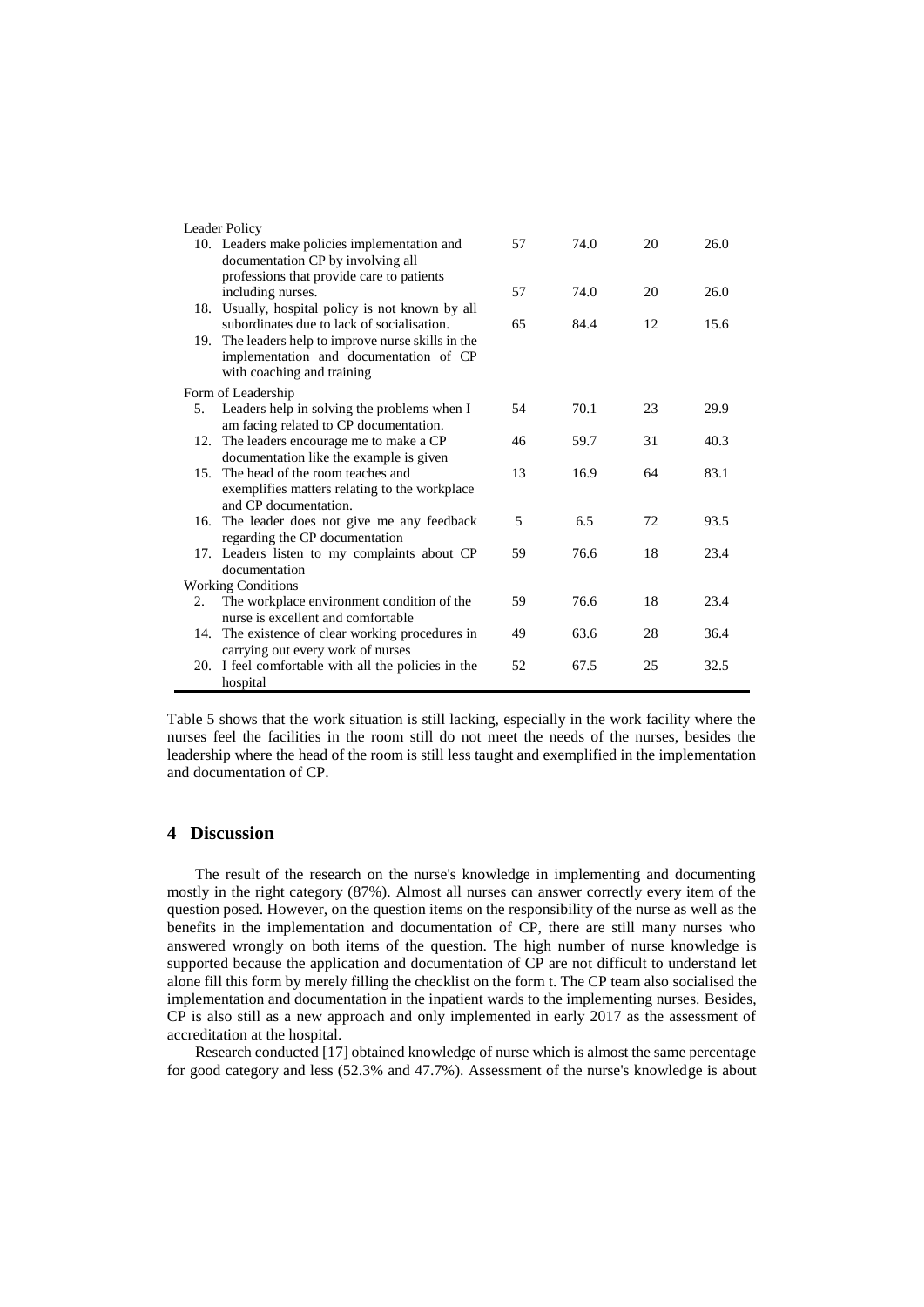| | | | | |
|---|---|---|---|---|
| Leader Policy | | | | |
| 10. Leaders make policies implementation and documentation CP by involving all professions that provide care to patients including nurses. | 57 | 74.0 | 20 | 26.0 |
| 18. Usually, hospital policy is not known by all subordinates due to lack of socialisation. | 57 | 74.0 | 20 | 26.0 |
| 19. The leaders help to improve nurse skills in the implementation and documentation of CP with coaching and training | 65 | 84.4 | 12 | 15.6 |
| Form of Leadership | | | | |
| 5. Leaders help in solving the problems when I am facing related to CP documentation. | 54 | 70.1 | 23 | 29.9 |
| 12. The leaders encourage me to make a CP documentation like the example is given | 46 | 59.7 | 31 | 40.3 |
| 15. The head of the room teaches and exemplifies matters relating to the workplace and CP documentation. | 13 | 16.9 | 64 | 83.1 |
| 16. The leader does not give me any feedback regarding the CP documentation | 5 | 6.5 | 72 | 93.5 |
| 17. Leaders listen to my complaints about CP documentation | 59 | 76.6 | 18 | 23.4 |
| Working Conditions | | | | |
| 2. The workplace environment condition of the nurse is excellent and comfortable | 59 | 76.6 | 18 | 23.4 |
| 14. The existence of clear working procedures in carrying out every work of nurses | 49 | 63.6 | 28 | 36.4 |
| 20. I feel comfortable with all the policies in the hospital | 52 | 67.5 | 25 | 32.5 |

Table 5 shows that the work situation is still lacking, especially in the work facility where the nurses feel the facilities in the room still do not meet the needs of the nurses, besides the leadership where the head of the room is still less taught and exemplified in the implementation and documentation of CP.

## 4 Discussion

The result of the research on the nurse's knowledge in implementing and documenting mostly in the right category (87%). Almost all nurses can answer correctly every item of the question posed. However, on the question items on the responsibility of the nurse as well as the benefits in the implementation and documentation of CP, there are still many nurses who answered wrongly on both items of the question. The high number of nurse knowledge is supported because the application and documentation of CP are not difficult to understand let alone fill this form by merely filling the checklist on the form t. The CP team also socialised the implementation and documentation in the inpatient wards to the implementing nurses. Besides, CP is also still as a new approach and only implemented in early 2017 as the assessment of accreditation at the hospital.

Research conducted [17] obtained knowledge of nurse which is almost the same percentage for good category and less (52.3% and 47.7%). Assessment of the nurse's knowledge is about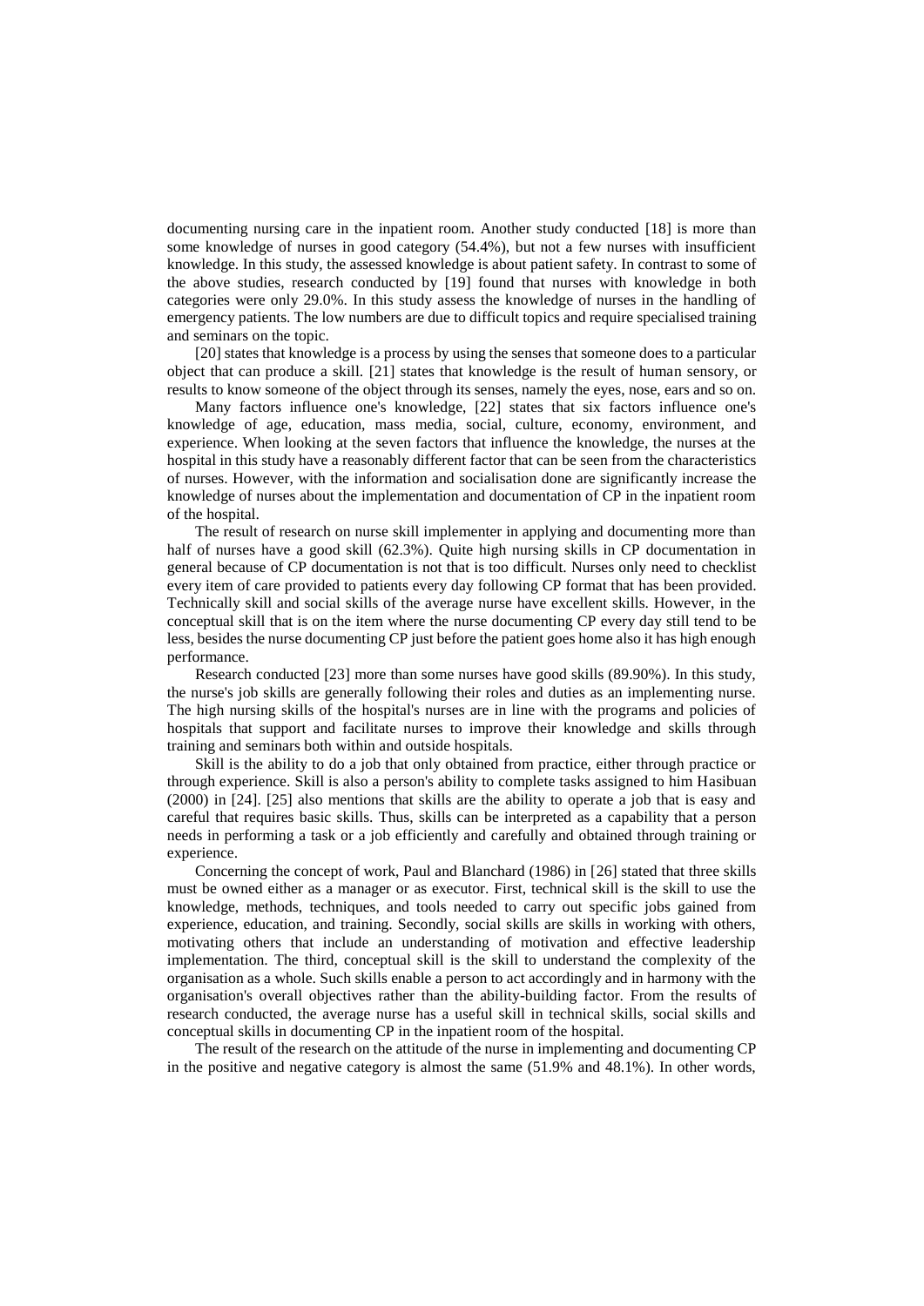documenting nursing care in the inpatient room. Another study conducted [18] is more than some knowledge of nurses in good category (54.4%), but not a few nurses with insufficient knowledge. In this study, the assessed knowledge is about patient safety. In contrast to some of the above studies, research conducted by [19] found that nurses with knowledge in both categories were only 29.0%. In this study assess the knowledge of nurses in the handling of emergency patients. The low numbers are due to difficult topics and require specialised training and seminars on the topic.

[20] states that knowledge is a process by using the senses that someone does to a particular object that can produce a skill. [21] states that knowledge is the result of human sensory, or results to know someone of the object through its senses, namely the eyes, nose, ears and so on.

Many factors influence one's knowledge, [22] states that six factors influence one's knowledge of age, education, mass media, social, culture, economy, environment, and experience. When looking at the seven factors that influence the knowledge, the nurses at the hospital in this study have a reasonably different factor that can be seen from the characteristics of nurses. However, with the information and socialisation done are significantly increase the knowledge of nurses about the implementation and documentation of CP in the inpatient room of the hospital.

The result of research on nurse skill implementer in applying and documenting more than half of nurses have a good skill (62.3%). Quite high nursing skills in CP documentation in general because of CP documentation is not that is too difficult. Nurses only need to checklist every item of care provided to patients every day following CP format that has been provided. Technically skill and social skills of the average nurse have excellent skills. However, in the conceptual skill that is on the item where the nurse documenting CP every day still tend to be less, besides the nurse documenting CP just before the patient goes home also it has high enough performance.

Research conducted [23] more than some nurses have good skills (89.90%). In this study, the nurse's job skills are generally following their roles and duties as an implementing nurse. The high nursing skills of the hospital's nurses are in line with the programs and policies of hospitals that support and facilitate nurses to improve their knowledge and skills through training and seminars both within and outside hospitals.

Skill is the ability to do a job that only obtained from practice, either through practice or through experience. Skill is also a person's ability to complete tasks assigned to him Hasibuan (2000) in [24]. [25] also mentions that skills are the ability to operate a job that is easy and careful that requires basic skills. Thus, skills can be interpreted as a capability that a person needs in performing a task or a job efficiently and carefully and obtained through training or experience.

Concerning the concept of work, Paul and Blanchard (1986) in [26] stated that three skills must be owned either as a manager or as executor. First, technical skill is the skill to use the knowledge, methods, techniques, and tools needed to carry out specific jobs gained from experience, education, and training. Secondly, social skills are skills in working with others, motivating others that include an understanding of motivation and effective leadership implementation. The third, conceptual skill is the skill to understand the complexity of the organisation as a whole. Such skills enable a person to act accordingly and in harmony with the organisation's overall objectives rather than the ability-building factor. From the results of research conducted, the average nurse has a useful skill in technical skills, social skills and conceptual skills in documenting CP in the inpatient room of the hospital.

The result of the research on the attitude of the nurse in implementing and documenting CP in the positive and negative category is almost the same (51.9% and 48.1%). In other words,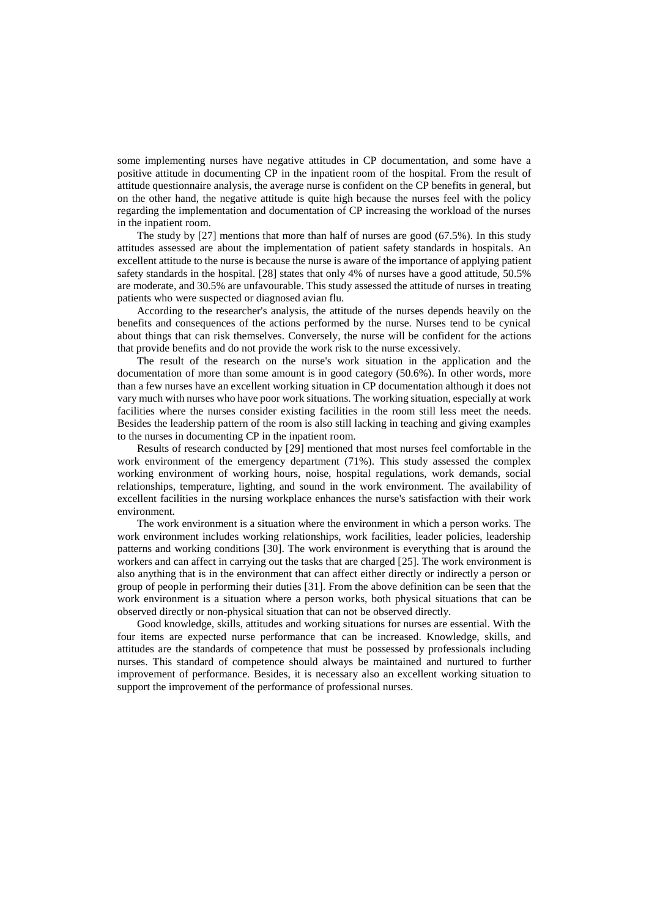some implementing nurses have negative attitudes in CP documentation, and some have a positive attitude in documenting CP in the inpatient room of the hospital. From the result of attitude questionnaire analysis, the average nurse is confident on the CP benefits in general, but on the other hand, the negative attitude is quite high because the nurses feel with the policy regarding the implementation and documentation of CP increasing the workload of the nurses in the inpatient room.

The study by [27] mentions that more than half of nurses are good (67.5%). In this study attitudes assessed are about the implementation of patient safety standards in hospitals. An excellent attitude to the nurse is because the nurse is aware of the importance of applying patient safety standards in the hospital. [28] states that only 4% of nurses have a good attitude, 50.5% are moderate, and 30.5% are unfavourable. This study assessed the attitude of nurses in treating patients who were suspected or diagnosed avian flu.

According to the researcher's analysis, the attitude of the nurses depends heavily on the benefits and consequences of the actions performed by the nurse. Nurses tend to be cynical about things that can risk themselves. Conversely, the nurse will be confident for the actions that provide benefits and do not provide the work risk to the nurse excessively.

The result of the research on the nurse's work situation in the application and the documentation of more than some amount is in good category (50.6%). In other words, more than a few nurses have an excellent working situation in CP documentation although it does not vary much with nurses who have poor work situations. The working situation, especially at work facilities where the nurses consider existing facilities in the room still less meet the needs. Besides the leadership pattern of the room is also still lacking in teaching and giving examples to the nurses in documenting CP in the inpatient room.

Results of research conducted by [29] mentioned that most nurses feel comfortable in the work environment of the emergency department (71%). This study assessed the complex working environment of working hours, noise, hospital regulations, work demands, social relationships, temperature, lighting, and sound in the work environment. The availability of excellent facilities in the nursing workplace enhances the nurse's satisfaction with their work environment.

The work environment is a situation where the environment in which a person works. The work environment includes working relationships, work facilities, leader policies, leadership patterns and working conditions [30]. The work environment is everything that is around the workers and can affect in carrying out the tasks that are charged [25]. The work environment is also anything that is in the environment that can affect either directly or indirectly a person or group of people in performing their duties [31]. From the above definition can be seen that the work environment is a situation where a person works, both physical situations that can be observed directly or non-physical situation that can not be observed directly.

Good knowledge, skills, attitudes and working situations for nurses are essential. With the four items are expected nurse performance that can be increased. Knowledge, skills, and attitudes are the standards of competence that must be possessed by professionals including nurses. This standard of competence should always be maintained and nurtured to further improvement of performance. Besides, it is necessary also an excellent working situation to support the improvement of the performance of professional nurses.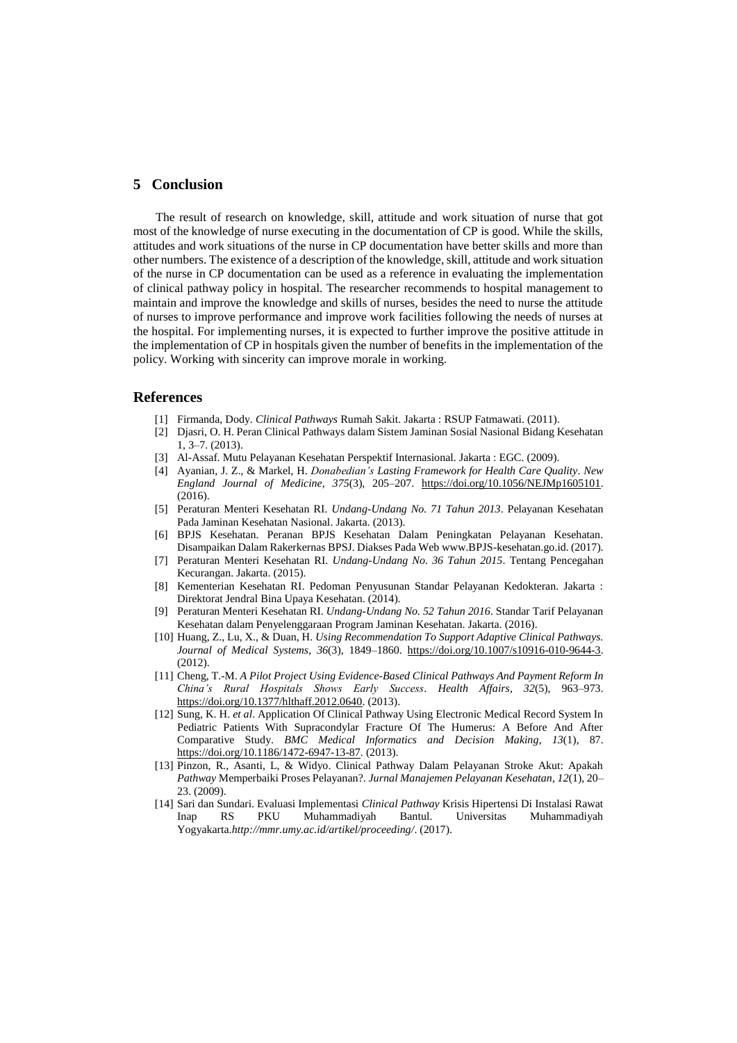## 5 Conclusion

The result of research on knowledge, skill, attitude and work situation of nurse that got most of the knowledge of nurse executing in the documentation of CP is good. While the skills, attitudes and work situations of the nurse in CP documentation have better skills and more than other numbers. The existence of a description of the knowledge, skill, attitude and work situation of the nurse in CP documentation can be used as a reference in evaluating the implementation of clinical pathway policy in hospital. The researcher recommends to hospital management to maintain and improve the knowledge and skills of nurses, besides the need to nurse the attitude of nurses to improve performance and improve work facilities following the needs of nurses at the hospital. For implementing nurses, it is expected to further improve the positive attitude in the implementation of CP in hospitals given the number of benefits in the implementation of the policy. Working with sincerity can improve morale in working.

## References

[1] Firmanda, Dody. *Clinical Pathways* Rumah Sakit. Jakarta : RSUP Fatmawati. (2011).

[2] Djasri, O. H. Peran Clinical Pathways dalam Sistem Jaminan Sosial Nasional Bidang Kesehatan 1, 3–7. (2013).

[3] Al-Assaf. Mutu Pelayanan Kesehatan Perspektif Internasional. Jakarta : EGC. (2009).

[4] Ayanian, J. Z., & Markel, H. *Donabedian's Lasting Framework for Health Care Quality*. *New England Journal of Medicine*, *375*(3), 205–207. https://doi.org/10.1056/NEJMp1605101. (2016).

[5] Peraturan Menteri Kesehatan RI. *Undang-Undang No. 71 Tahun 2013*. Pelayanan Kesehatan Pada Jaminan Kesehatan Nasional. Jakarta. (2013).

[6] BPJS Kesehatan. Peranan BPJS Kesehatan Dalam Peningkatan Pelayanan Kesehatan. Disampaikan Dalam Rakerkernas BPSJ. Diakses Pada Web www.BPJS-kesehatan.go.id. (2017).

[7] Peraturan Menteri Kesehatan RI. *Undang-Undang No. 36 Tahun 2015*. Tentang Pencegahan Kecurangan. Jakarta. (2015).

[8] Kementerian Kesehatan RI. Pedoman Penyusunan Standar Pelayanan Kedokteran. Jakarta : Direktorat Jendral Bina Upaya Kesehatan. (2014).

[9] Peraturan Menteri Kesehatan RI. *Undang-Undang No. 52 Tahun 2016*. Standar Tarif Pelayanan Kesehatan dalam Penyelenggaraan Program Jaminan Kesehatan. Jakarta. (2016).

[10] Huang, Z., Lu, X., & Duan, H. *Using Recommendation To Support Adaptive Clinical Pathways. Journal of Medical Systems*, *36*(3), 1849–1860. https://doi.org/10.1007/s10916-010-9644-3. (2012).

[11] Cheng, T.-M. *A Pilot Project Using Evidence-Based Clinical Pathways And Payment Reform In China's Rural Hospitals Shows Early Success*. *Health Affairs*, *32*(5), 963–973. https://doi.org/10.1377/hlthaff.2012.0640. (2013).

[12] Sung, K. H. *et al*. Application Of Clinical Pathway Using Electronic Medical Record System In Pediatric Patients With Supracondylar Fracture Of The Humerus: A Before And After Comparative Study. *BMC Medical Informatics and Decision Making*, *13*(1), 87. https://doi.org/10.1186/1472-6947-13-87. (2013).

[13] Pinzon, R., Asanti, L, & Widyo. Clinical Pathway Dalam Pelayanan Stroke Akut: Apakah *Pathway* Memperbaiki Proses Pelayanan?. *Jurnal Manajemen Pelayanan Kesehatan*, *12*(1), 20–23. (2009).

[14] Sari dan Sundari. Evaluasi Implementasi *Clinical Pathway* Krisis Hipertensi Di Instalasi Rawat Inap RS PKU Muhammadiyah Bantul. Universitas Muhammadiyah Yogyakarta.*http://mmr.umy.ac.id/artikel/proceeding/*. (2017).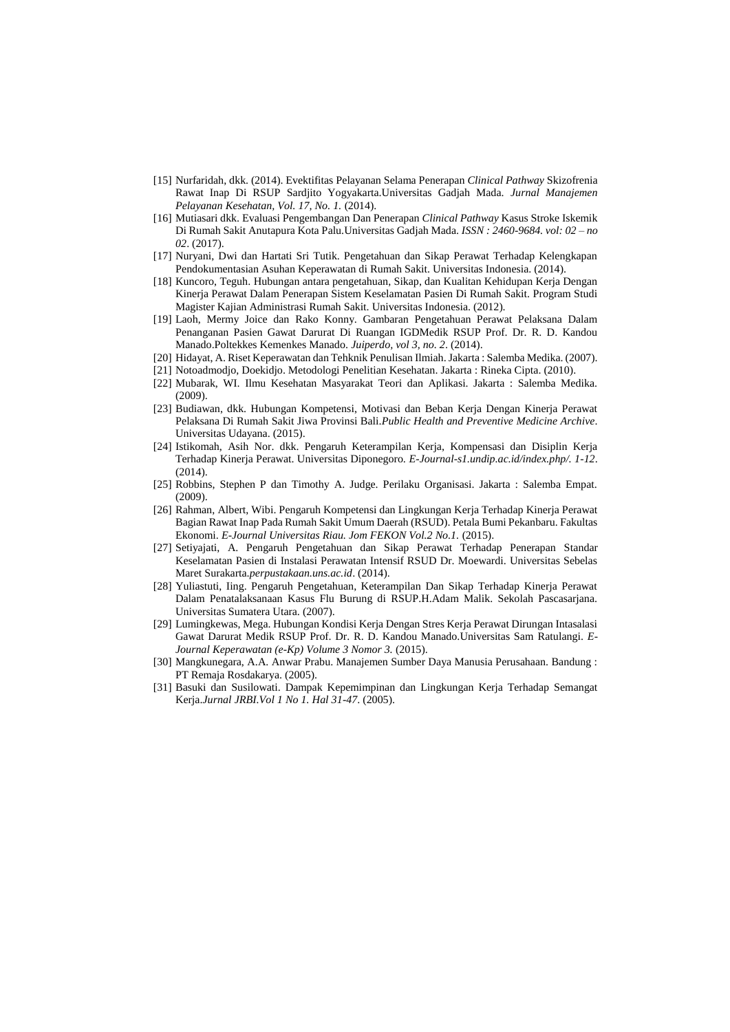[15] Nurfaridah, dkk. (2014). Evektifitas Pelayanan Selama Penerapan *Clinical Pathway* Skizofrenia Rawat Inap Di RSUP Sardjito Yogyakarta.Universitas Gadjah Mada. *Jurnal Manajemen Pelayanan Kesehatan, Vol. 17, No. 1.* (2014).

[16] Mutiasari dkk. Evaluasi Pengembangan Dan Penerapan *Clinical Pathway* Kasus Stroke Iskemik Di Rumah Sakit Anutapura Kota Palu.Universitas Gadjah Mada. *ISSN : 2460-9684. vol: 02 – no 02*. (2017).

[17] Nuryani, Dwi dan Hartati Sri Tutik. Pengetahuan dan Sikap Perawat Terhadap Kelengkapan Pendokumentasian Asuhan Keperawatan di Rumah Sakit. Universitas Indonesia. (2014).

[18] Kuncoro, Teguh. Hubungan antara pengetahuan, Sikap, dan Kualitan Kehidupan Kerja Dengan Kinerja Perawat Dalam Penerapan Sistem Keselamatan Pasien Di Rumah Sakit. Program Studi Magister Kajian Administrasi Rumah Sakit. Universitas Indonesia. (2012).

[19] Laoh, Mermy Joice dan Rako Konny. Gambaran Pengetahuan Perawat Pelaksana Dalam Penanganan Pasien Gawat Darurat Di Ruangan IGDMedik RSUP Prof. Dr. R. D. Kandou Manado.Poltekkes Kemenkes Manado. *Juiperdo, vol 3, no. 2*. (2014).

[20] Hidayat, A. Riset Keperawatan dan Tehknik Penulisan Ilmiah. Jakarta : Salemba Medika. (2007).

[21] Notoadmodjo, Doekidjo. Metodologi Penelitian Kesehatan. Jakarta : Rineka Cipta. (2010).

[22] Mubarak, WI. Ilmu Kesehatan Masyarakat Teori dan Aplikasi. Jakarta : Salemba Medika. (2009).

[23] Budiawan, dkk. Hubungan Kompetensi, Motivasi dan Beban Kerja Dengan Kinerja Perawat Pelaksana Di Rumah Sakit Jiwa Provinsi Bali.*Public Health and Preventive Medicine Archive*. Universitas Udayana. (2015).

[24] Istikomah, Asih Nor. dkk. Pengaruh Keterampilan Kerja, Kompensasi dan Disiplin Kerja Terhadap Kinerja Perawat. Universitas Diponegoro. *E-Journal-s1.undip.ac.id/index.php/. 1-12*. (2014).

[25] Robbins, Stephen P dan Timothy A. Judge. Perilaku Organisasi. Jakarta : Salemba Empat. (2009).

[26] Rahman, Albert, Wibi. Pengaruh Kompetensi dan Lingkungan Kerja Terhadap Kinerja Perawat Bagian Rawat Inap Pada Rumah Sakit Umum Daerah (RSUD). Petala Bumi Pekanbaru. Fakultas Ekonomi. *E-Journal Universitas Riau. Jom FEKON Vol.2 No.1.* (2015).

[27] Setiyajati, A. Pengaruh Pengetahuan dan Sikap Perawat Terhadap Penerapan Standar Keselamatan Pasien di Instalasi Perawatan Intensif RSUD Dr. Moewardi. Universitas Sebelas Maret Surakarta.*perpustakaan.uns.ac.id*. (2014).

[28] Yuliastuti, Iing. Pengaruh Pengetahuan, Keterampilan Dan Sikap Terhadap Kinerja Perawat Dalam Penatalaksanaan Kasus Flu Burung di RSUP.H.Adam Malik. Sekolah Pascasarjana. Universitas Sumatera Utara. (2007).

[29] Lumingkewas, Mega. Hubungan Kondisi Kerja Dengan Stres Kerja Perawat Dirungan Intasalasi Gawat Darurat Medik RSUP Prof. Dr. R. D. Kandou Manado.Universitas Sam Ratulangi. *E-Journal Keperawatan (e-Kp) Volume 3 Nomor 3.* (2015).

[30] Mangkunegara, A.A. Anwar Prabu. Manajemen Sumber Daya Manusia Perusahaan. Bandung : PT Remaja Rosdakarya. (2005).

[31] Basuki dan Susilowati. Dampak Kepemimpinan dan Lingkungan Kerja Terhadap Semangat Kerja.*Jurnal JRBI.Vol 1 No 1. Hal 31-47.* (2005).